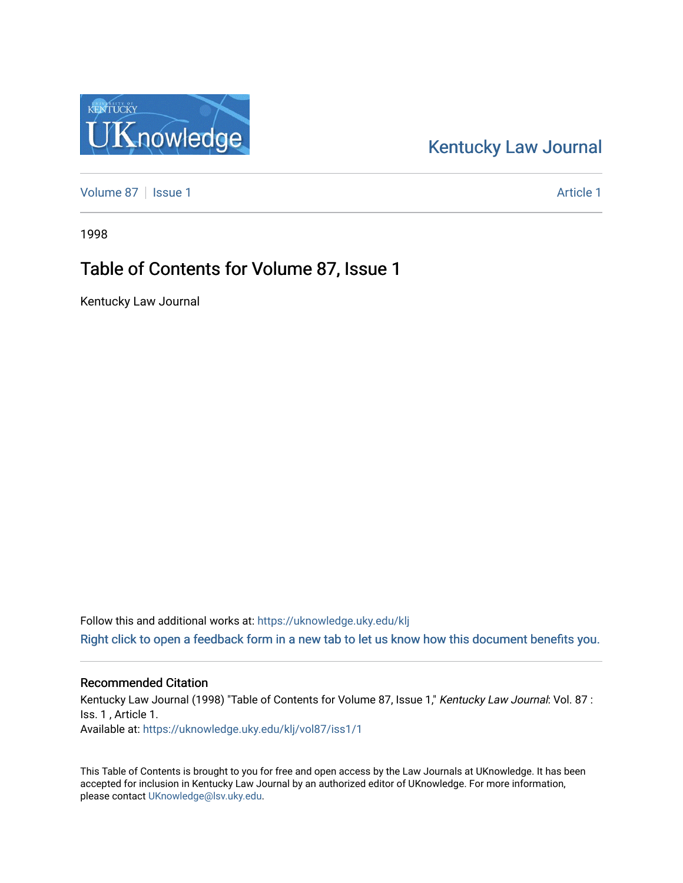Kentucky Law Journal

Volume 87 | Issue 1 | Article 1

1998

# Table of Contents for Volume 87, Issue 1

Kentucky Law Journal

Follow this and additional works at: https://uknowledge.uky.edu/klj

Right click to open a feedback form in a new tab to let us know how this document benefits you.

## Recommended Citation

Kentucky Law Journal (1998) "Table of Contents for Volume 87, Issue 1," *Kentucky Law Journal*: Vol. 87 : Iss. 1 , Article 1.
Available at: https://uknowledge.uky.edu/klj/vol87/iss1/1

This Table of Contents is brought to you for free and open access by the Law Journals at UKnowledge. It has been accepted for inclusion in Kentucky Law Journal by an authorized editor of UKnowledge. For more information, please contact UKnowledge@lsv.uky.edu.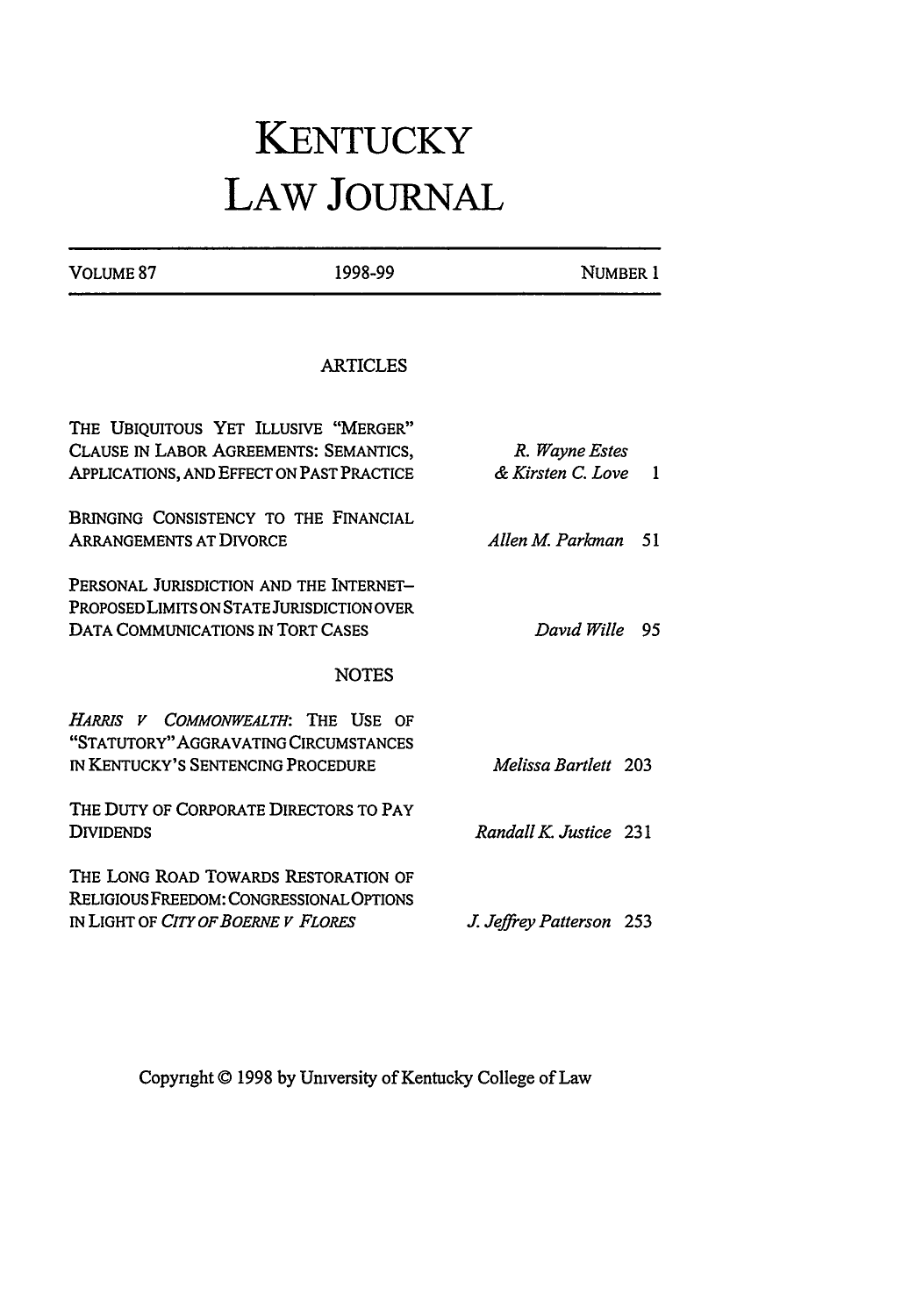# KENTUCKY LAW JOURNAL

| VOLUME 87 | 1998-99 | NUMBER 1 |
| --- | --- | --- |

## ARTICLES

| | | |
| --- | --- | --- |
| THE UBIQUITOUS YET ILLUSIVE "MERGER" CLAUSE IN LABOR AGREEMENTS: SEMANTICS, APPLICATIONS, AND EFFECT ON PAST PRACTICE | *R. Wayne Estes & Kirsten C. Love* | 1 |
| BRINGING CONSISTENCY TO THE FINANCIAL ARRANGEMENTS AT DIVORCE | *Allen M. Parkman* | 51 |
| PERSONAL JURISDICTION AND THE INTERNET–PROPOSED LIMITS ON STATE JURISDICTION OVER DATA COMMUNICATIONS IN TORT CASES | *David Wille* | 95 |

## NOTES

| | | |
| --- | --- | --- |
| *HARRIS V COMMONWEALTH*: THE USE OF "STATUTORY" AGGRAVATING CIRCUMSTANCES IN KENTUCKY'S SENTENCING PROCEDURE | *Melissa Bartlett* | 203 |
| THE DUTY OF CORPORATE DIRECTORS TO PAY DIVIDENDS | *Randall K. Justice* | 231 |
| THE LONG ROAD TOWARDS RESTORATION OF RELIGIOUS FREEDOM: CONGRESSIONAL OPTIONS IN LIGHT OF *CITY OF BOERNE V FLORES* | *J. Jeffrey Patterson* | 253 |

Copyright © 1998 by University of Kentucky College of Law